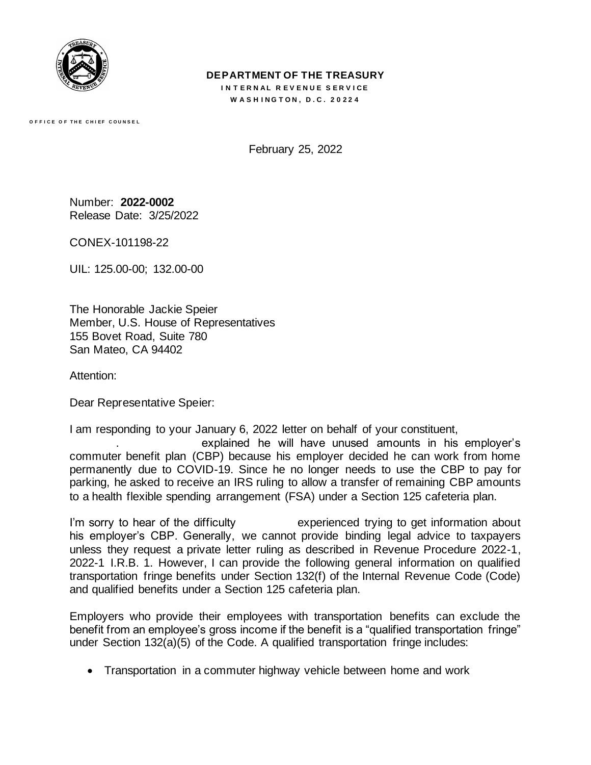**DEPARTMENT OF THE TREASURY**
INTERNAL REVENUE SERVICE
WASHINGTON, D.C. 20224

OFFICE OF THE CHIEF COUNSEL

February 25, 2022

Number: **2022-0002**
Release Date: 3/25/2022

CONEX-101198-22

UIL: 125.00-00; 132.00-00

The Honorable Jackie Speier
Member, U.S. House of Representatives
155 Bovet Road, Suite 780
San Mateo, CA 94402

Attention:

Dear Representative Speier:

I am responding to your January 6, 2022 letter on behalf of your constituent, . explained he will have unused amounts in his employer's commuter benefit plan (CBP) because his employer decided he can work from home permanently due to COVID-19. Since he no longer needs to use the CBP to pay for parking, he asked to receive an IRS ruling to allow a transfer of remaining CBP amounts to a health flexible spending arrangement (FSA) under a Section 125 cafeteria plan.

I'm sorry to hear of the difficulty experienced trying to get information about his employer's CBP. Generally, we cannot provide binding legal advice to taxpayers unless they request a private letter ruling as described in Revenue Procedure 2022-1, 2022-1 I.R.B. 1. However, I can provide the following general information on qualified transportation fringe benefits under Section 132(f) of the Internal Revenue Code (Code) and qualified benefits under a Section 125 cafeteria plan.

Employers who provide their employees with transportation benefits can exclude the benefit from an employee's gross income if the benefit is a "qualified transportation fringe" under Section 132(a)(5) of the Code. A qualified transportation fringe includes:

- Transportation in a commuter highway vehicle between home and work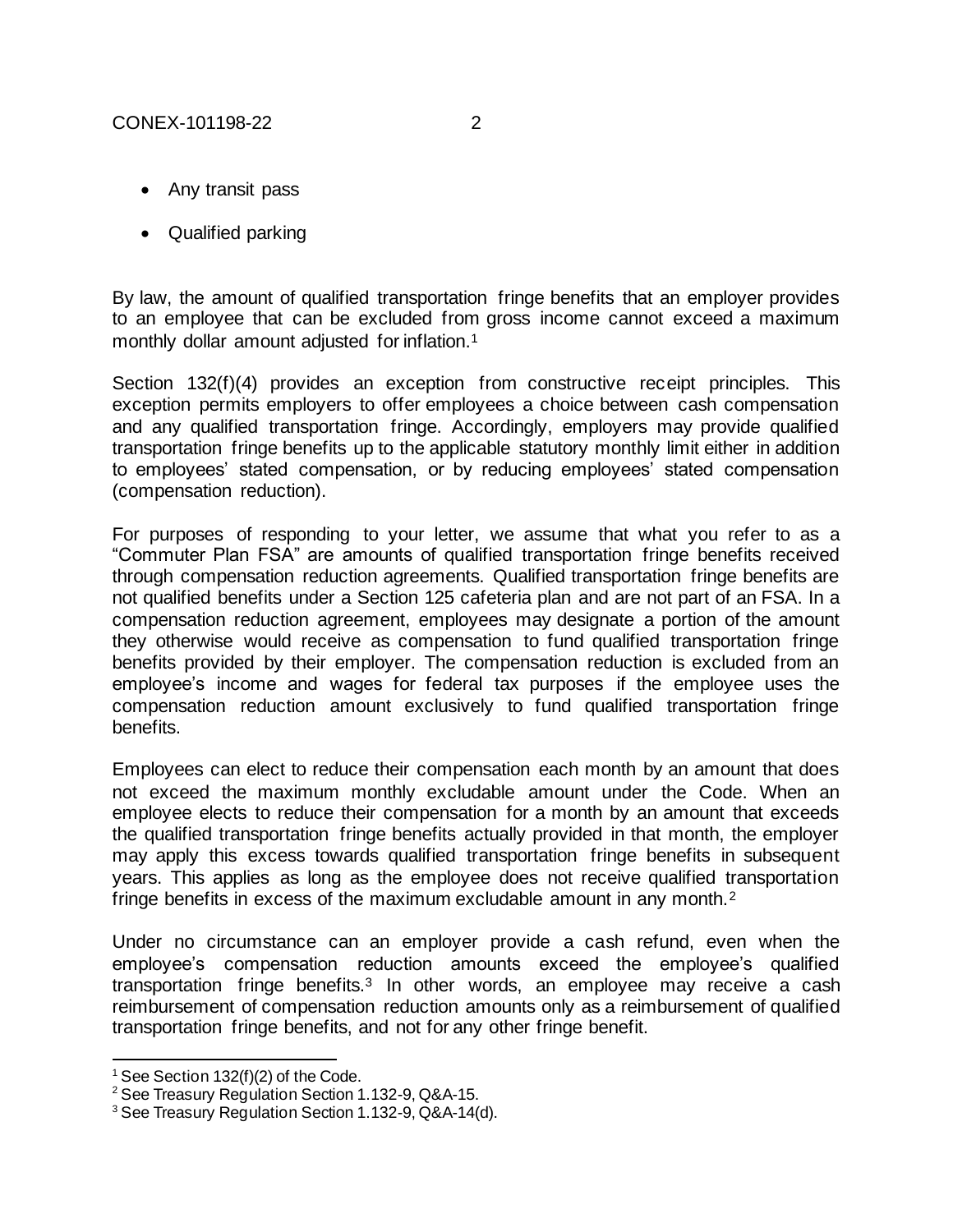- Any transit pass
- Qualified parking

By law, the amount of qualified transportation fringe benefits that an employer provides to an employee that can be excluded from gross income cannot exceed a maximum monthly dollar amount adjusted for inflation.[1]

Section 132(f)(4) provides an exception from constructive receipt principles. This exception permits employers to offer employees a choice between cash compensation and any qualified transportation fringe. Accordingly, employers may provide qualified transportation fringe benefits up to the applicable statutory monthly limit either in addition to employees' stated compensation, or by reducing employees' stated compensation (compensation reduction).

For purposes of responding to your letter, we assume that what you refer to as a "Commuter Plan FSA" are amounts of qualified transportation fringe benefits received through compensation reduction agreements. Qualified transportation fringe benefits are not qualified benefits under a Section 125 cafeteria plan and are not part of an FSA. In a compensation reduction agreement, employees may designate a portion of the amount they otherwise would receive as compensation to fund qualified transportation fringe benefits provided by their employer. The compensation reduction is excluded from an employee's income and wages for federal tax purposes if the employee uses the compensation reduction amount exclusively to fund qualified transportation fringe benefits.

Employees can elect to reduce their compensation each month by an amount that does not exceed the maximum monthly excludable amount under the Code. When an employee elects to reduce their compensation for a month by an amount that exceeds the qualified transportation fringe benefits actually provided in that month, the employer may apply this excess towards qualified transportation fringe benefits in subsequent years. This applies as long as the employee does not receive qualified transportation fringe benefits in excess of the maximum excludable amount in any month.[2]

Under no circumstance can an employer provide a cash refund, even when the employee's compensation reduction amounts exceed the employee's qualified transportation fringe benefits.[3] In other words, an employee may receive a cash reimbursement of compensation reduction amounts only as a reimbursement of qualified transportation fringe benefits, and not for any other fringe benefit.

[1] See Section 132(f)(2) of the Code.
[2] See Treasury Regulation Section 1.132-9, Q&A-15.
[3] See Treasury Regulation Section 1.132-9, Q&A-14(d).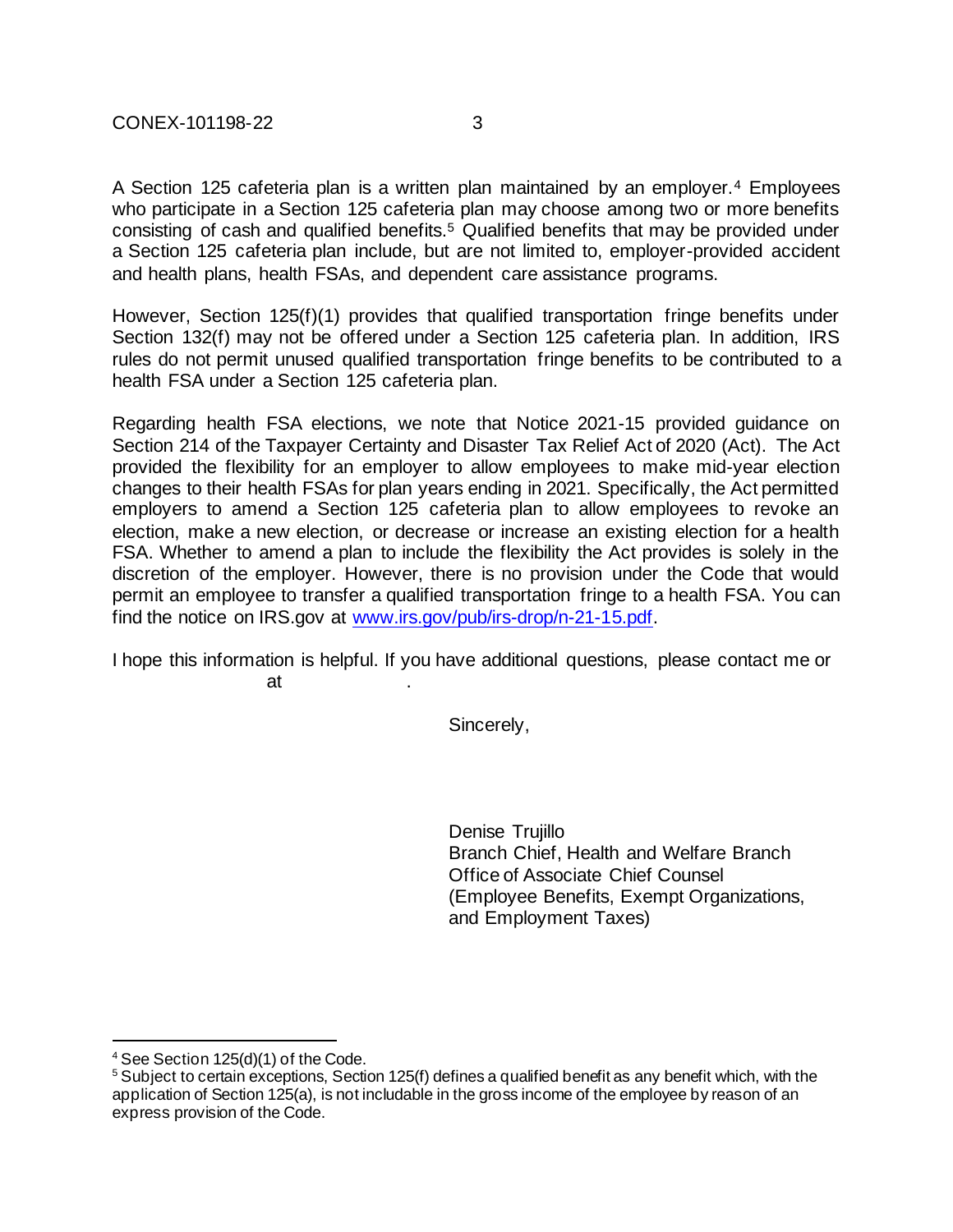A Section 125 cafeteria plan is a written plan maintained by an employer.[4] Employees who participate in a Section 125 cafeteria plan may choose among two or more benefits consisting of cash and qualified benefits.[5] Qualified benefits that may be provided under a Section 125 cafeteria plan include, but are not limited to, employer-provided accident and health plans, health FSAs, and dependent care assistance programs.

However, Section 125(f)(1) provides that qualified transportation fringe benefits under Section 132(f) may not be offered under a Section 125 cafeteria plan. In addition, IRS rules do not permit unused qualified transportation fringe benefits to be contributed to a health FSA under a Section 125 cafeteria plan.

Regarding health FSA elections, we note that Notice 2021-15 provided guidance on Section 214 of the Taxpayer Certainty and Disaster Tax Relief Act of 2020 (Act). The Act provided the flexibility for an employer to allow employees to make mid-year election changes to their health FSAs for plan years ending in 2021. Specifically, the Act permitted employers to amend a Section 125 cafeteria plan to allow employees to revoke an election, make a new election, or decrease or increase an existing election for a health FSA. Whether to amend a plan to include the flexibility the Act provides is solely in the discretion of the employer. However, there is no provision under the Code that would permit an employee to transfer a qualified transportation fringe to a health FSA. You can find the notice on IRS.gov at [www.irs.gov/pub/irs-drop/n-21-15.pdf](www.irs.gov/pub/irs-drop/n-21-15.pdf).

I hope this information is helpful. If you have additional questions, please contact me or at .

Sincerely,

Denise Trujillo
Branch Chief, Health and Welfare Branch
Office of Associate Chief Counsel
(Employee Benefits, Exempt Organizations, and Employment Taxes)

---

[4] See Section 125(d)(1) of the Code.

[5] Subject to certain exceptions, Section 125(f) defines a qualified benefit as any benefit which, with the application of Section 125(a), is not includable in the gross income of the employee by reason of an express provision of the Code.